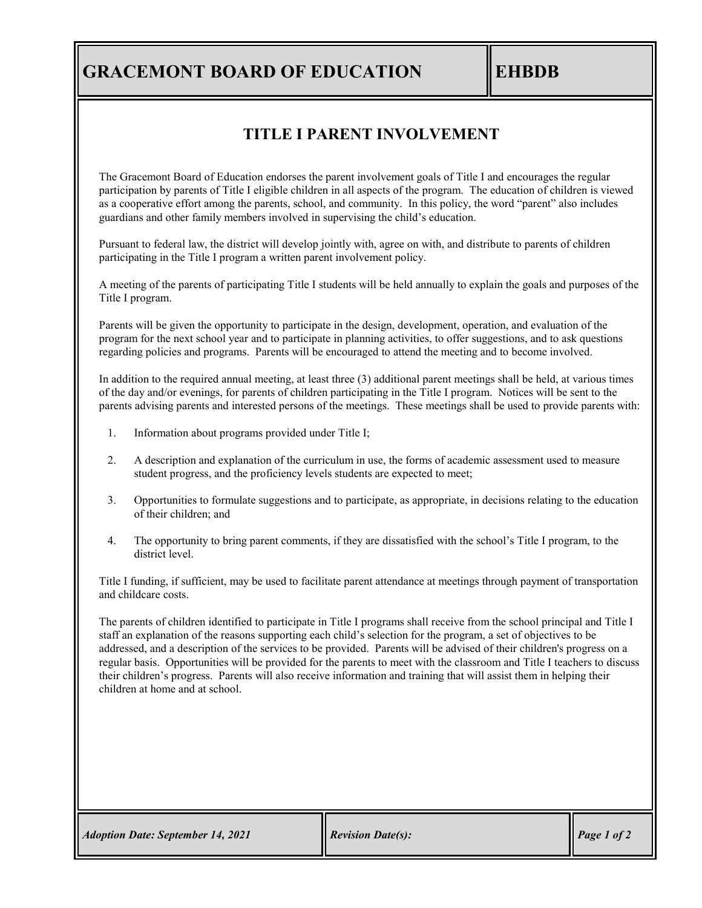# GRACEMONT BOARD OF EDUCATION

**EHBDB**

## TITLE I PARENT INVOLVEMENT

The Gracemont Board of Education endorses the parent involvement goals of Title I and encourages the regular participation by parents of Title I eligible children in all aspects of the program. The education of children is viewed as a cooperative effort among the parents, school, and community. In this policy, the word "parent" also includes guardians and other family members involved in supervising the child's education.

Pursuant to federal law, the district will develop jointly with, agree on with, and distribute to parents of children participating in the Title I program a written parent involvement policy.

A meeting of the parents of participating Title I students will be held annually to explain the goals and purposes of the Title I program.

Parents will be given the opportunity to participate in the design, development, operation, and evaluation of the program for the next school year and to participate in planning activities, to offer suggestions, and to ask questions regarding policies and programs. Parents will be encouraged to attend the meeting and to become involved.

In addition to the required annual meeting, at least three (3) additional parent meetings shall be held, at various times of the day and/or evenings, for parents of children participating in the Title I program. Notices will be sent to the parents advising parents and interested persons of the meetings. These meetings shall be used to provide parents with:

1. Information about programs provided under Title I;
2. A description and explanation of the curriculum in use, the forms of academic assessment used to measure student progress, and the proficiency levels students are expected to meet;
3. Opportunities to formulate suggestions and to participate, as appropriate, in decisions relating to the education of their children; and
4. The opportunity to bring parent comments, if they are dissatisfied with the school's Title I program, to the district level.

Title I funding, if sufficient, may be used to facilitate parent attendance at meetings through payment of transportation and childcare costs.

The parents of children identified to participate in Title I programs shall receive from the school principal and Title I staff an explanation of the reasons supporting each child's selection for the program, a set of objectives to be addressed, and a description of the services to be provided. Parents will be advised of their children's progress on a regular basis. Opportunities will be provided for the parents to meet with the classroom and Title I teachers to discuss their children's progress. Parents will also receive information and training that will assist them in helping their children at home and at school.

*Adoption Date: September 14, 2021* | *Revision Date(s):*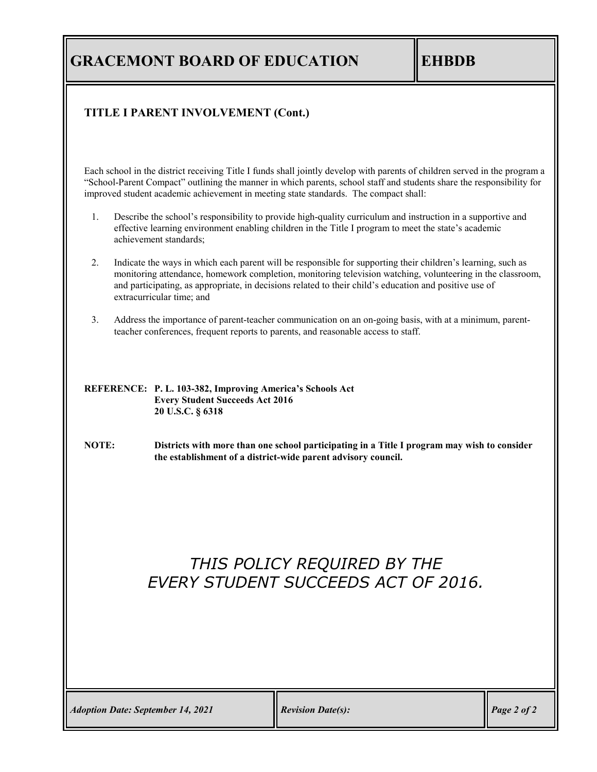### TITLE I PARENT INVOLVEMENT (Cont.)

Each school in the district receiving Title I funds shall jointly develop with parents of children served in the program a "School-Parent Compact" outlining the manner in which parents, school staff and students share the responsibility for improved student academic achievement in meeting state standards. The compact shall:

1. Describe the school's responsibility to provide high-quality curriculum and instruction in a supportive and effective learning environment enabling children in the Title I program to meet the state's academic achievement standards;

2. Indicate the ways in which each parent will be responsible for supporting their children's learning, such as monitoring attendance, homework completion, monitoring television watching, volunteering in the classroom, and participating, as appropriate, in decisions related to their child's education and positive use of extracurricular time; and

3. Address the importance of parent-teacher communication on an on-going basis, with at a minimum, parent-teacher conferences, frequent reports to parents, and reasonable access to staff.

**REFERENCE: P. L. 103-382, Improving America's Schools Act**
**Every Student Succeeds Act 2016**
**20 U.S.C. § 6318**

**NOTE: Districts with more than one school participating in a Title I program may wish to consider the establishment of a district-wide parent advisory council.**

*THIS POLICY REQUIRED BY THE EVERY STUDENT SUCCEEDS ACT OF 2016.*

***Adoption Date: September 14, 2021*** | ***Revision Date(s):***